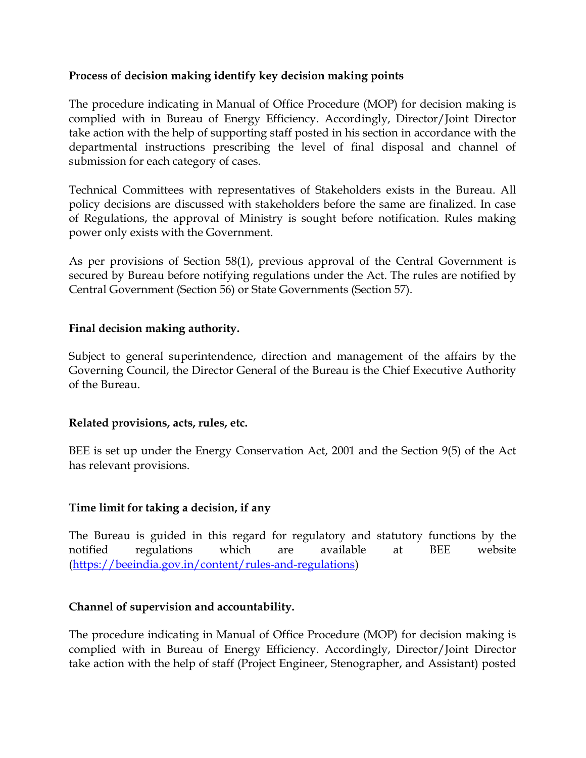**Process of decision making identify key decision making points**

The procedure indicating in Manual of Office Procedure (MOP) for decision making is complied with in Bureau of Energy Efficiency. Accordingly, Director/Joint Director take action with the help of supporting staff posted in his section in accordance with the departmental instructions prescribing the level of final disposal and channel of submission for each category of cases.

Technical Committees with representatives of Stakeholders exists in the Bureau. All policy decisions are discussed with stakeholders before the same are finalized. In case of Regulations, the approval of Ministry is sought before notification. Rules making power only exists with the Government.

As per provisions of Section 58(1), previous approval of the Central Government is secured by Bureau before notifying regulations under the Act. The rules are notified by Central Government (Section 56) or State Governments (Section 57).

**Final decision making authority.**

Subject to general superintendence, direction and management of the affairs by the Governing Council, the Director General of the Bureau is the Chief Executive Authority of the Bureau.

**Related provisions, acts, rules, etc.**

BEE is set up under the Energy Conservation Act, 2001 and the Section 9(5) of the Act has relevant provisions.

**Time limit for taking a decision, if any**

The Bureau is guided in this regard for regulatory and statutory functions by the notified regulations which are available at BEE website (https://beeindia.gov.in/content/rules-and-regulations)

**Channel of supervision and accountability.**

The procedure indicating in Manual of Office Procedure (MOP) for decision making is complied with in Bureau of Energy Efficiency. Accordingly, Director/Joint Director take action with the help of staff (Project Engineer, Stenographer, and Assistant) posted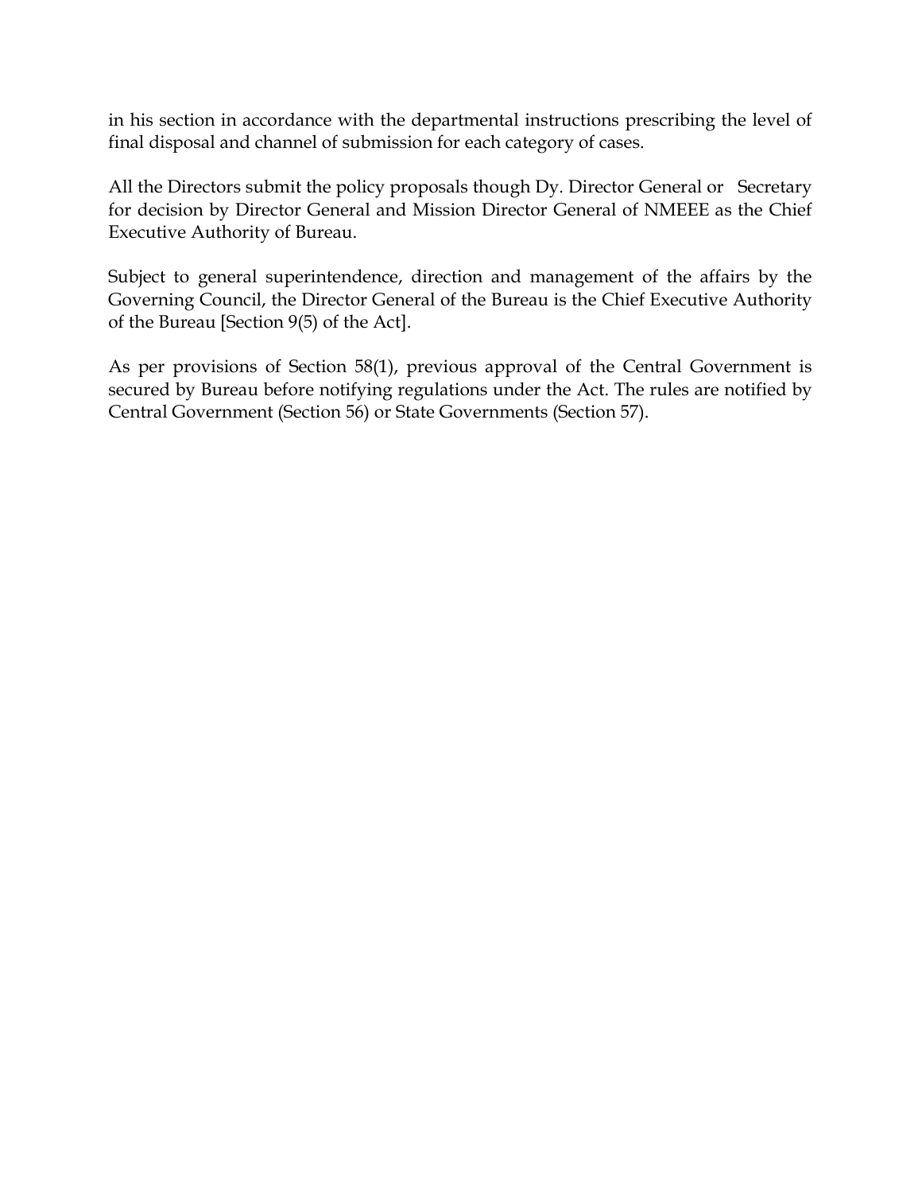in his section in accordance with the departmental instructions prescribing the level of final disposal and channel of submission for each category of cases.

All the Directors submit the policy proposals though Dy. Director General or Secretary for decision by Director General and Mission Director General of NMEEE as the Chief Executive Authority of Bureau.

Subject to general superintendence, direction and management of the affairs by the Governing Council, the Director General of the Bureau is the Chief Executive Authority of the Bureau [Section 9(5) of the Act].

As per provisions of Section 58(1), previous approval of the Central Government is secured by Bureau before notifying regulations under the Act. The rules are notified by Central Government (Section 56) or State Governments (Section 57).